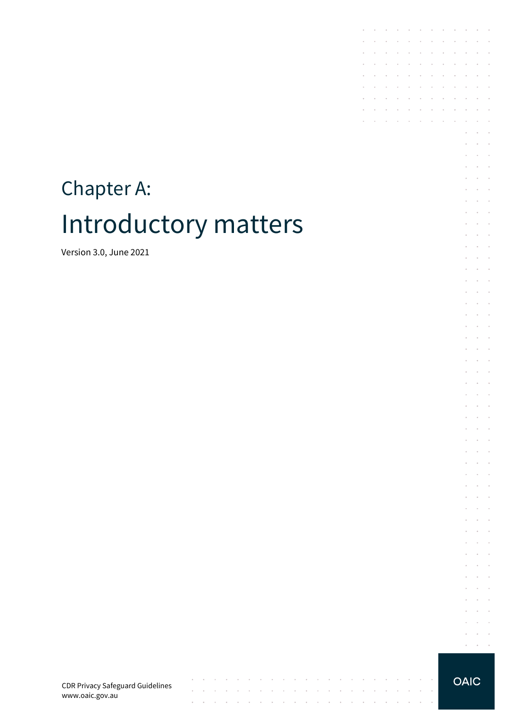# Chapter A:

# Introductory matters

Version 3.0, June 2021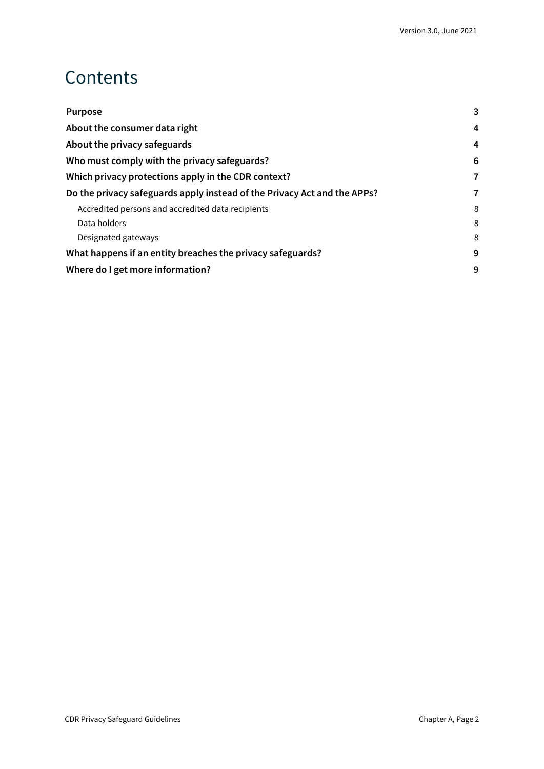# Contents

**Purpose** 3

**About the consumer data right** 4

**About the privacy safeguards** 4

**Who must comply with the privacy safeguards?** 6

**Which privacy protections apply in the CDR context?** 7

**Do the privacy safeguards apply instead of the Privacy Act and the APPs?** 7

- Accredited persons and accredited data recipients 8
- Data holders 8
- Designated gateways 8

**What happens if an entity breaches the privacy safeguards?** 9

**Where do I get more information?** 9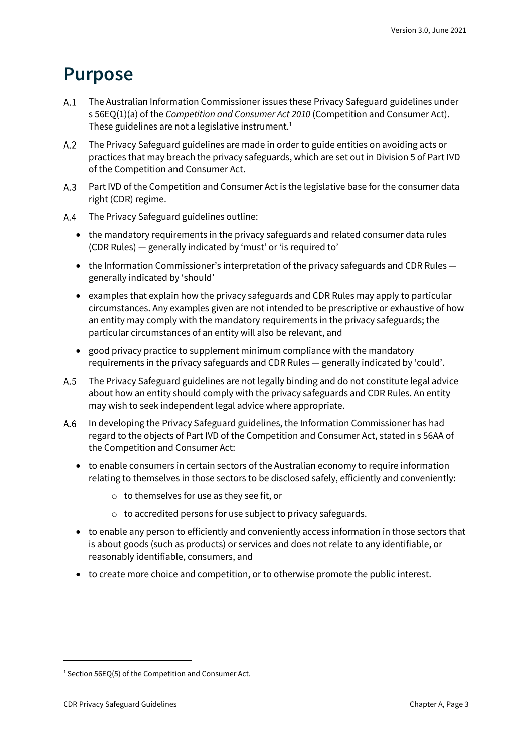# Purpose

A.1 The Australian Information Commissioner issues these Privacy Safeguard guidelines under s 56EQ(1)(a) of the *Competition and Consumer Act 2010* (Competition and Consumer Act). These guidelines are not a legislative instrument.[1]

A.2 The Privacy Safeguard guidelines are made in order to guide entities on avoiding acts or practices that may breach the privacy safeguards, which are set out in Division 5 of Part IVD of the Competition and Consumer Act.

A.3 Part IVD of the Competition and Consumer Act is the legislative base for the consumer data right (CDR) regime.

A.4 The Privacy Safeguard guidelines outline:

- the mandatory requirements in the privacy safeguards and related consumer data rules (CDR Rules) — generally indicated by 'must' or 'is required to'
- the Information Commissioner's interpretation of the privacy safeguards and CDR Rules — generally indicated by 'should'
- examples that explain how the privacy safeguards and CDR Rules may apply to particular circumstances. Any examples given are not intended to be prescriptive or exhaustive of how an entity may comply with the mandatory requirements in the privacy safeguards; the particular circumstances of an entity will also be relevant, and
- good privacy practice to supplement minimum compliance with the mandatory requirements in the privacy safeguards and CDR Rules — generally indicated by 'could'.

A.5 The Privacy Safeguard guidelines are not legally binding and do not constitute legal advice about how an entity should comply with the privacy safeguards and CDR Rules. An entity may wish to seek independent legal advice where appropriate.

A.6 In developing the Privacy Safeguard guidelines, the Information Commissioner has had regard to the objects of Part IVD of the Competition and Consumer Act, stated in s 56AA of the Competition and Consumer Act:

- to enable consumers in certain sectors of the Australian economy to require information relating to themselves in those sectors to be disclosed safely, efficiently and conveniently:
  - to themselves for use as they see fit, or
  - to accredited persons for use subject to privacy safeguards.
- to enable any person to efficiently and conveniently access information in those sectors that is about goods (such as products) or services and does not relate to any identifiable, or reasonably identifiable, consumers, and
- to create more choice and competition, or to otherwise promote the public interest.

---

[1] Section 56EQ(5) of the Competition and Consumer Act.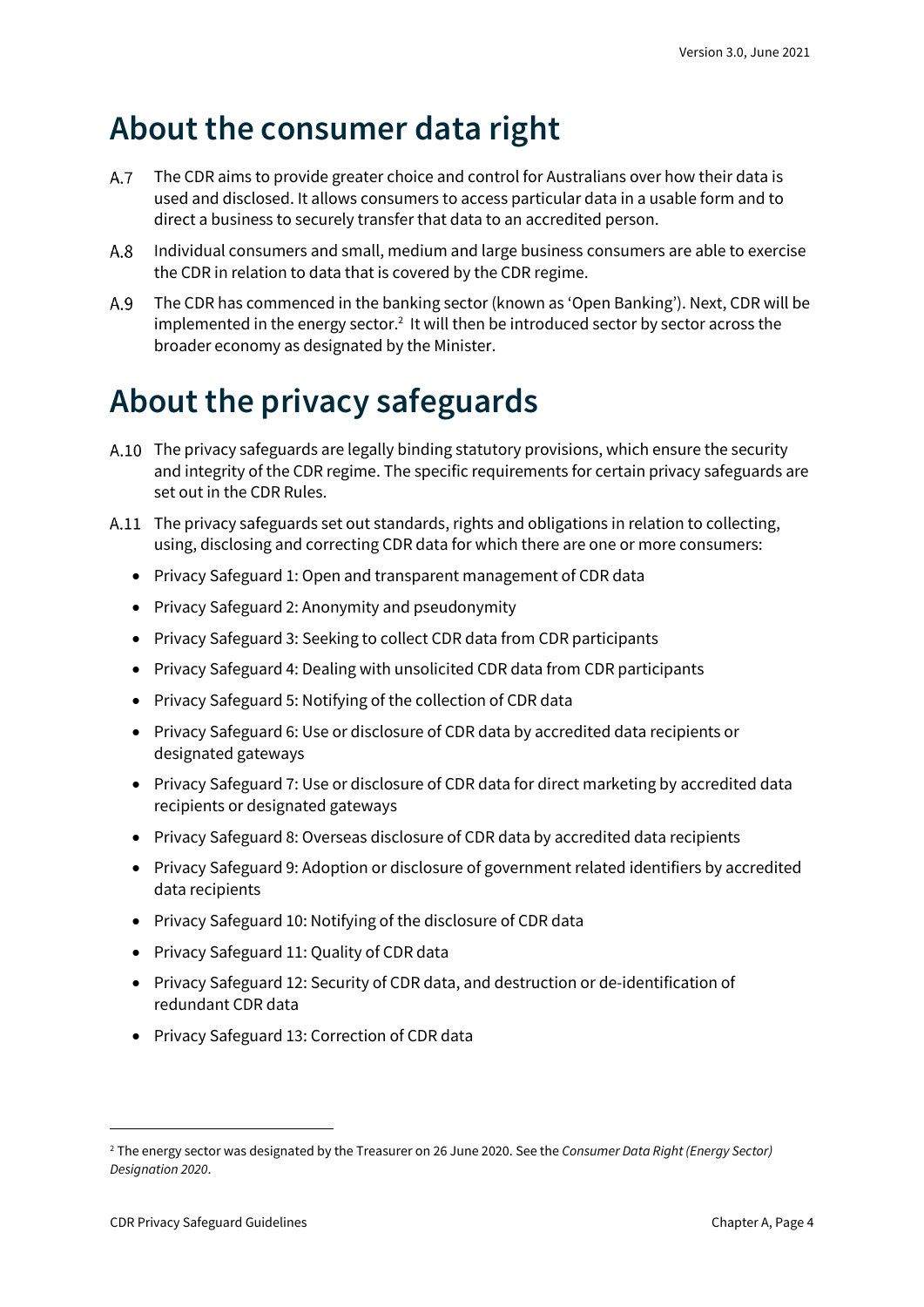# About the consumer data right

A.7 The CDR aims to provide greater choice and control for Australians over how their data is used and disclosed. It allows consumers to access particular data in a usable form and to direct a business to securely transfer that data to an accredited person.

A.8 Individual consumers and small, medium and large business consumers are able to exercise the CDR in relation to data that is covered by the CDR regime.

A.9 The CDR has commenced in the banking sector (known as 'Open Banking'). Next, CDR will be implemented in the energy sector.[2] It will then be introduced sector by sector across the broader economy as designated by the Minister.

# About the privacy safeguards

A.10 The privacy safeguards are legally binding statutory provisions, which ensure the security and integrity of the CDR regime. The specific requirements for certain privacy safeguards are set out in the CDR Rules.

A.11 The privacy safeguards set out standards, rights and obligations in relation to collecting, using, disclosing and correcting CDR data for which there are one or more consumers:

- Privacy Safeguard 1: Open and transparent management of CDR data
- Privacy Safeguard 2: Anonymity and pseudonymity
- Privacy Safeguard 3: Seeking to collect CDR data from CDR participants
- Privacy Safeguard 4: Dealing with unsolicited CDR data from CDR participants
- Privacy Safeguard 5: Notifying of the collection of CDR data
- Privacy Safeguard 6: Use or disclosure of CDR data by accredited data recipients or designated gateways
- Privacy Safeguard 7: Use or disclosure of CDR data for direct marketing by accredited data recipients or designated gateways
- Privacy Safeguard 8: Overseas disclosure of CDR data by accredited data recipients
- Privacy Safeguard 9: Adoption or disclosure of government related identifiers by accredited data recipients
- Privacy Safeguard 10: Notifying of the disclosure of CDR data
- Privacy Safeguard 11: Quality of CDR data
- Privacy Safeguard 12: Security of CDR data, and destruction or de-identification of redundant CDR data
- Privacy Safeguard 13: Correction of CDR data

[2] The energy sector was designated by the Treasurer on 26 June 2020. See the *Consumer Data Right (Energy Sector) Designation 2020*.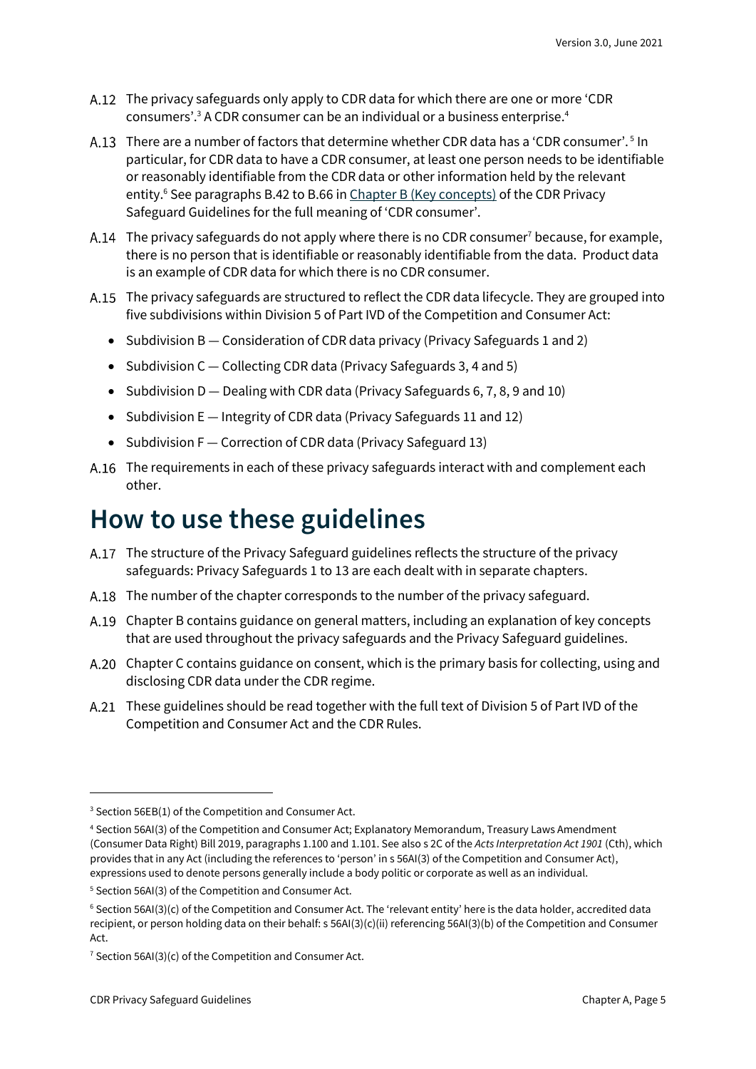A.12 The privacy safeguards only apply to CDR data for which there are one or more 'CDR consumers'.[3] A CDR consumer can be an individual or a business enterprise.[4]

A.13 There are a number of factors that determine whether CDR data has a 'CDR consumer'.[5] In particular, for CDR data to have a CDR consumer, at least one person needs to be identifiable or reasonably identifiable from the CDR data or other information held by the relevant entity.[6] See paragraphs B.42 to B.66 in Chapter B (Key concepts) of the CDR Privacy Safeguard Guidelines for the full meaning of 'CDR consumer'.

A.14 The privacy safeguards do not apply where there is no CDR consumer[7] because, for example, there is no person that is identifiable or reasonably identifiable from the data. Product data is an example of CDR data for which there is no CDR consumer.

A.15 The privacy safeguards are structured to reflect the CDR data lifecycle. They are grouped into five subdivisions within Division 5 of Part IVD of the Competition and Consumer Act:

- Subdivision B — Consideration of CDR data privacy (Privacy Safeguards 1 and 2)
- Subdivision C — Collecting CDR data (Privacy Safeguards 3, 4 and 5)
- Subdivision D — Dealing with CDR data (Privacy Safeguards 6, 7, 8, 9 and 10)
- Subdivision E — Integrity of CDR data (Privacy Safeguards 11 and 12)
- Subdivision F — Correction of CDR data (Privacy Safeguard 13)

A.16 The requirements in each of these privacy safeguards interact with and complement each other.

# How to use these guidelines

A.17 The structure of the Privacy Safeguard guidelines reflects the structure of the privacy safeguards: Privacy Safeguards 1 to 13 are each dealt with in separate chapters.

A.18 The number of the chapter corresponds to the number of the privacy safeguard.

A.19 Chapter B contains guidance on general matters, including an explanation of key concepts that are used throughout the privacy safeguards and the Privacy Safeguard guidelines.

A.20 Chapter C contains guidance on consent, which is the primary basis for collecting, using and disclosing CDR data under the CDR regime.

A.21 These guidelines should be read together with the full text of Division 5 of Part IVD of the Competition and Consumer Act and the CDR Rules.

---

[3] Section 56EB(1) of the Competition and Consumer Act.

[4] Section 56AI(3) of the Competition and Consumer Act; Explanatory Memorandum, Treasury Laws Amendment (Consumer Data Right) Bill 2019, paragraphs 1.100 and 1.101. See also s 2C of the *Acts Interpretation Act 1901* (Cth), which provides that in any Act (including the references to 'person' in s 56AI(3) of the Competition and Consumer Act), expressions used to denote persons generally include a body politic or corporate as well as an individual.

[5] Section 56AI(3) of the Competition and Consumer Act.

[6] Section 56AI(3)(c) of the Competition and Consumer Act. The 'relevant entity' here is the data holder, accredited data recipient, or person holding data on their behalf: s 56AI(3)(c)(ii) referencing 56AI(3)(b) of the Competition and Consumer Act.

[7] Section 56AI(3)(c) of the Competition and Consumer Act.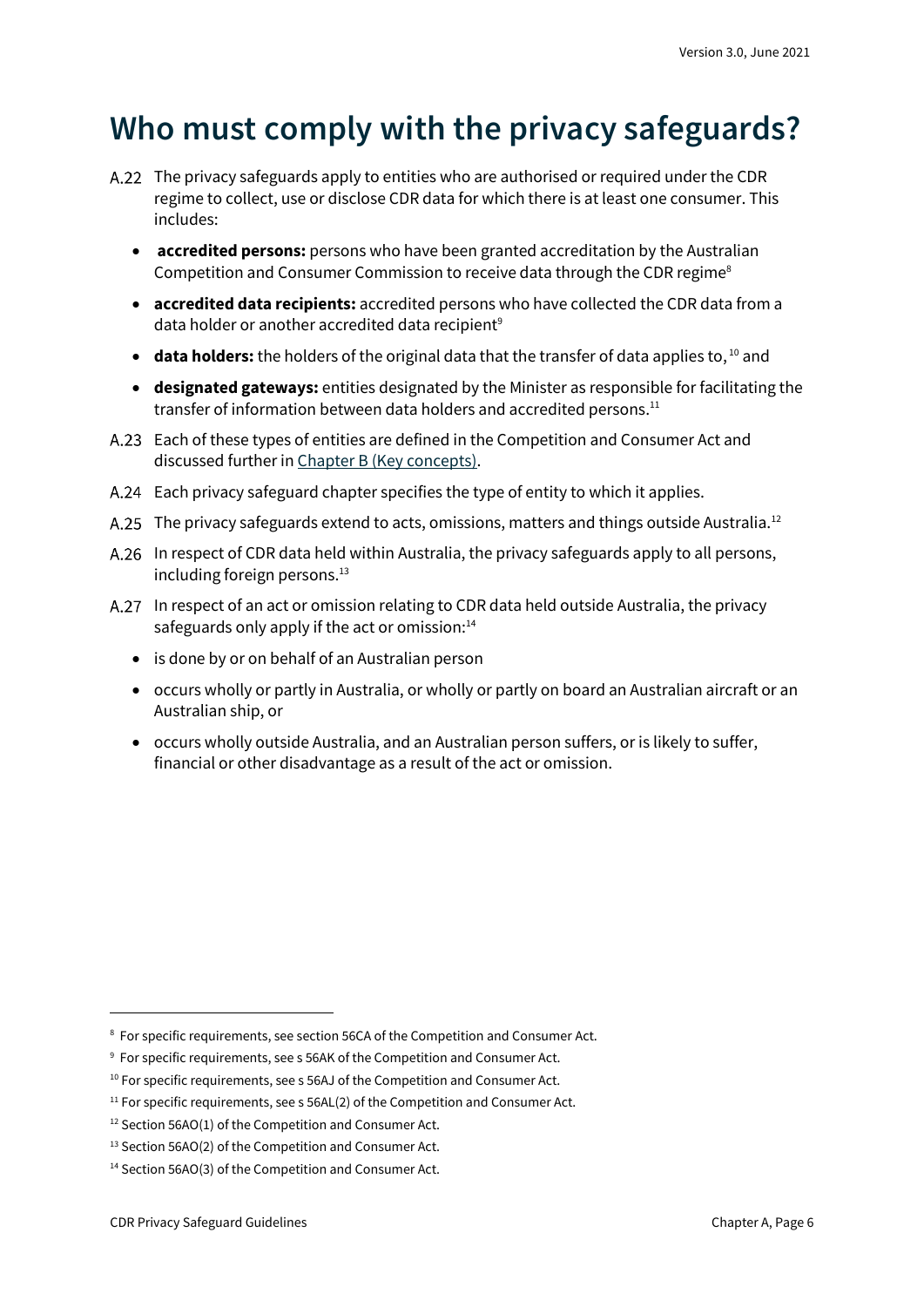# Who must comply with the privacy safeguards?

A.22 The privacy safeguards apply to entities who are authorised or required under the CDR regime to collect, use or disclose CDR data for which there is at least one consumer. This includes:

- **accredited persons:** persons who have been granted accreditation by the Australian Competition and Consumer Commission to receive data through the CDR regime[8]
- **accredited data recipients:** accredited persons who have collected the CDR data from a data holder or another accredited data recipient[9]
- **data holders:** the holders of the original data that the transfer of data applies to,[10] and
- **designated gateways:** entities designated by the Minister as responsible for facilitating the transfer of information between data holders and accredited persons.[11]

A.23 Each of these types of entities are defined in the Competition and Consumer Act and discussed further in [Chapter B (Key concepts)](#).

A.24 Each privacy safeguard chapter specifies the type of entity to which it applies.

A.25 The privacy safeguards extend to acts, omissions, matters and things outside Australia.[12]

A.26 In respect of CDR data held within Australia, the privacy safeguards apply to all persons, including foreign persons.[13]

A.27 In respect of an act or omission relating to CDR data held outside Australia, the privacy safeguards only apply if the act or omission:[14]

- is done by or on behalf of an Australian person
- occurs wholly or partly in Australia, or wholly or partly on board an Australian aircraft or an Australian ship, or
- occurs wholly outside Australia, and an Australian person suffers, or is likely to suffer, financial or other disadvantage as a result of the act or omission.

---

[8] For specific requirements, see section 56CA of the Competition and Consumer Act.

[9] For specific requirements, see s 56AK of the Competition and Consumer Act.

[10] For specific requirements, see s 56AJ of the Competition and Consumer Act.

[11] For specific requirements, see s 56AL(2) of the Competition and Consumer Act.

[12] Section 56AO(1) of the Competition and Consumer Act.

[13] Section 56AO(2) of the Competition and Consumer Act.

[14] Section 56AO(3) of the Competition and Consumer Act.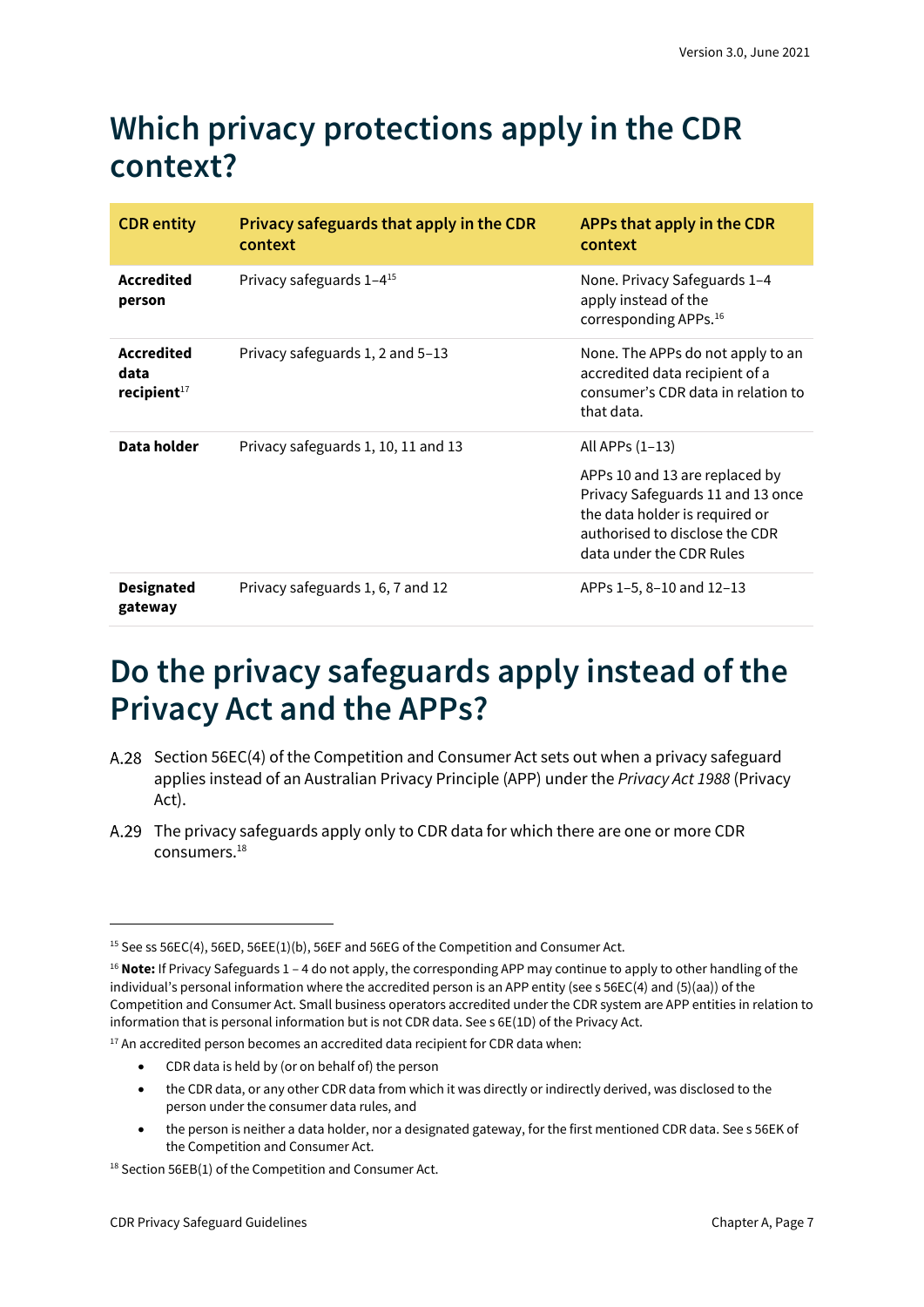# Which privacy protections apply in the CDR context?

| CDR entity | Privacy safeguards that apply in the CDR context | APPs that apply in the CDR context |
|---|---|---|
| **Accredited person** | Privacy safeguards 1–4[15] | None. Privacy Safeguards 1–4 apply instead of the corresponding APPs.[16] |
| **Accredited data recipient**[17] | Privacy safeguards 1, 2 and 5–13 | None. The APPs do not apply to an accredited data recipient of a consumer's CDR data in relation to that data. |
| **Data holder** | Privacy safeguards 1, 10, 11 and 13 | All APPs (1–13)<br><br>APPs 10 and 13 are replaced by Privacy Safeguards 11 and 13 once the data holder is required or authorised to disclose the CDR data under the CDR Rules |
| **Designated gateway** | Privacy safeguards 1, 6, 7 and 12 | APPs 1–5, 8–10 and 12–13 |

# Do the privacy safeguards apply instead of the Privacy Act and the APPs?

A.28 Section 56EC(4) of the Competition and Consumer Act sets out when a privacy safeguard applies instead of an Australian Privacy Principle (APP) under the *Privacy Act 1988* (Privacy Act).

A.29 The privacy safeguards apply only to CDR data for which there are one or more CDR consumers.[18]

---

[15] See ss 56EC(4), 56ED, 56EE(1)(b), 56EF and 56EG of the Competition and Consumer Act.

[16] **Note:** If Privacy Safeguards 1 – 4 do not apply, the corresponding APP may continue to apply to other handling of the individual's personal information where the accredited person is an APP entity (see s 56EC(4) and (5)(aa)) of the Competition and Consumer Act. Small business operators accredited under the CDR system are APP entities in relation to information that is personal information but is not CDR data. See s 6E(1D) of the Privacy Act.

[17] An accredited person becomes an accredited data recipient for CDR data when:

- CDR data is held by (or on behalf of) the person
- the CDR data, or any other CDR data from which it was directly or indirectly derived, was disclosed to the person under the consumer data rules, and
- the person is neither a data holder, nor a designated gateway, for the first mentioned CDR data. See s 56EK of the Competition and Consumer Act.

[18] Section 56EB(1) of the Competition and Consumer Act.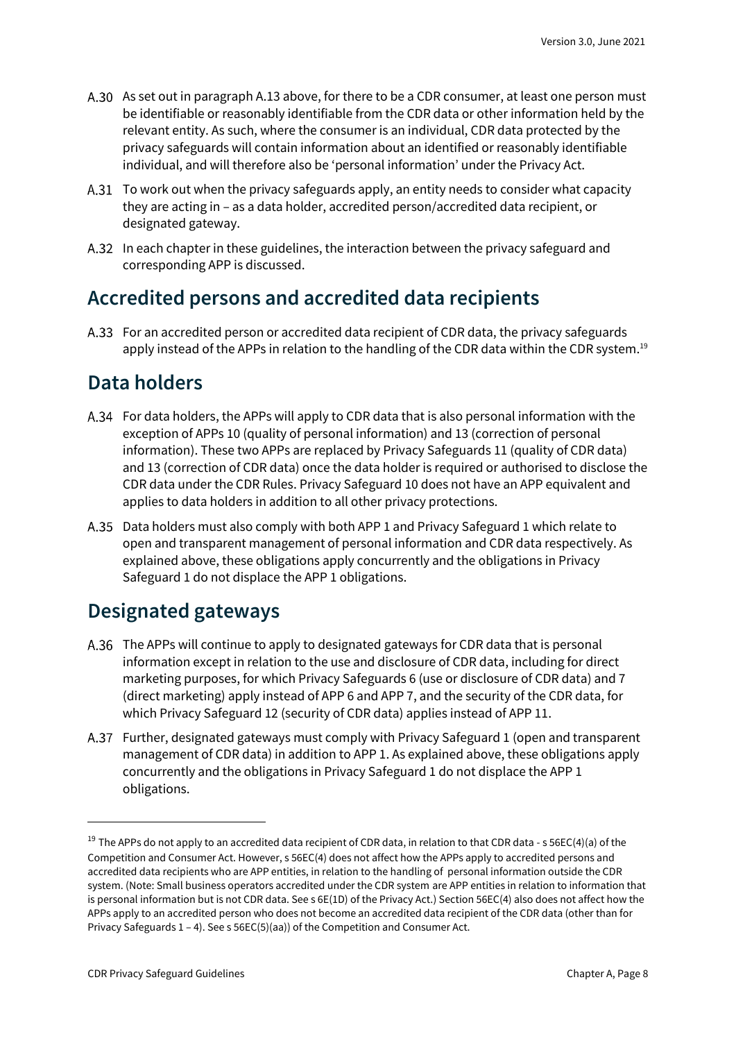A.30 As set out in paragraph A.13 above, for there to be a CDR consumer, at least one person must be identifiable or reasonably identifiable from the CDR data or other information held by the relevant entity. As such, where the consumer is an individual, CDR data protected by the privacy safeguards will contain information about an identified or reasonably identifiable individual, and will therefore also be 'personal information' under the Privacy Act.

A.31 To work out when the privacy safeguards apply, an entity needs to consider what capacity they are acting in – as a data holder, accredited person/accredited data recipient, or designated gateway.

A.32 In each chapter in these guidelines, the interaction between the privacy safeguard and corresponding APP is discussed.

## Accredited persons and accredited data recipients

A.33 For an accredited person or accredited data recipient of CDR data, the privacy safeguards apply instead of the APPs in relation to the handling of the CDR data within the CDR system.[19]

## Data holders

A.34 For data holders, the APPs will apply to CDR data that is also personal information with the exception of APPs 10 (quality of personal information) and 13 (correction of personal information). These two APPs are replaced by Privacy Safeguards 11 (quality of CDR data) and 13 (correction of CDR data) once the data holder is required or authorised to disclose the CDR data under the CDR Rules. Privacy Safeguard 10 does not have an APP equivalent and applies to data holders in addition to all other privacy protections.

A.35 Data holders must also comply with both APP 1 and Privacy Safeguard 1 which relate to open and transparent management of personal information and CDR data respectively. As explained above, these obligations apply concurrently and the obligations in Privacy Safeguard 1 do not displace the APP 1 obligations.

## Designated gateways

A.36 The APPs will continue to apply to designated gateways for CDR data that is personal information except in relation to the use and disclosure of CDR data, including for direct marketing purposes, for which Privacy Safeguards 6 (use or disclosure of CDR data) and 7 (direct marketing) apply instead of APP 6 and APP 7, and the security of the CDR data, for which Privacy Safeguard 12 (security of CDR data) applies instead of APP 11.

A.37 Further, designated gateways must comply with Privacy Safeguard 1 (open and transparent management of CDR data) in addition to APP 1. As explained above, these obligations apply concurrently and the obligations in Privacy Safeguard 1 do not displace the APP 1 obligations.

---

[19] The APPs do not apply to an accredited data recipient of CDR data, in relation to that CDR data - s 56EC(4)(a) of the Competition and Consumer Act. However, s 56EC(4) does not affect how the APPs apply to accredited persons and accredited data recipients who are APP entities, in relation to the handling of personal information outside the CDR system. (Note: Small business operators accredited under the CDR system are APP entities in relation to information that is personal information but is not CDR data. See s 6E(1D) of the Privacy Act.) Section 56EC(4) also does not affect how the APPs apply to an accredited person who does not become an accredited data recipient of the CDR data (other than for Privacy Safeguards 1 – 4). See s 56EC(5)(aa)) of the Competition and Consumer Act.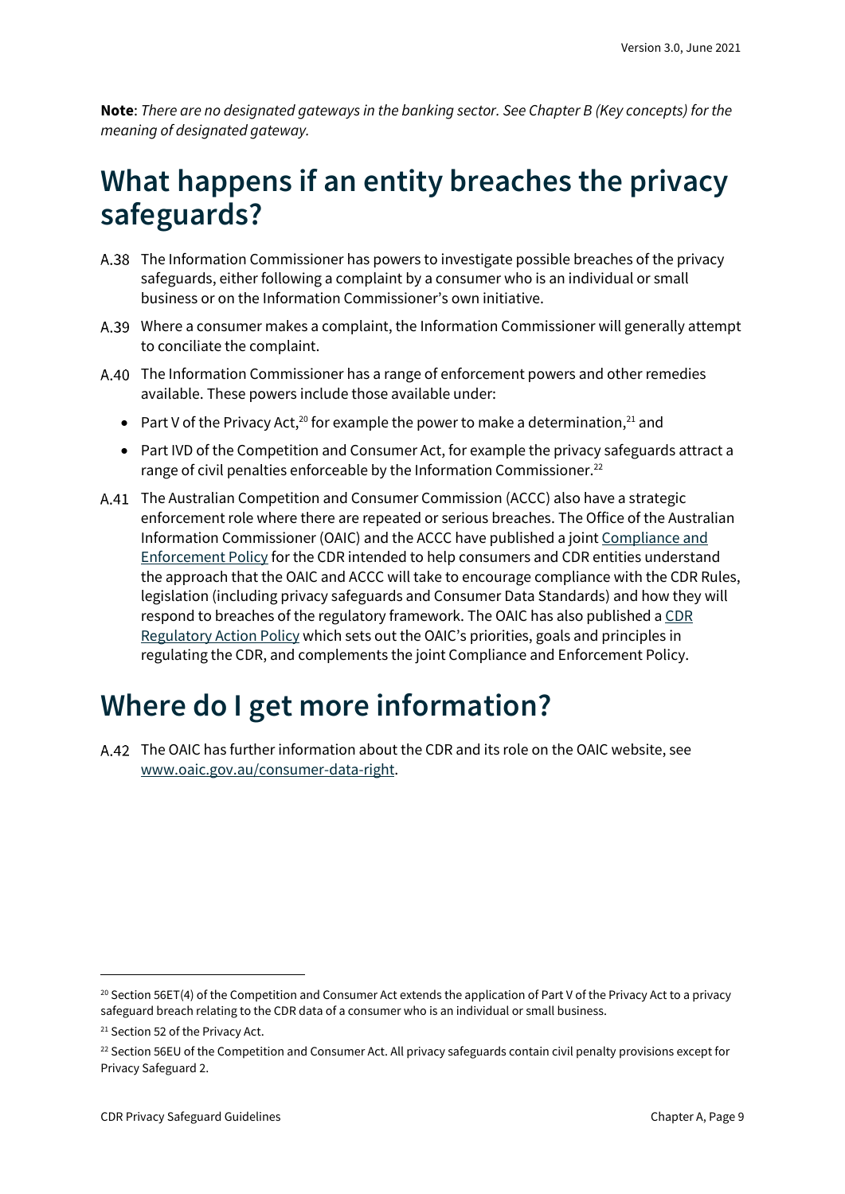**Note**: *There are no designated gateways in the banking sector. See Chapter B (Key concepts) for the meaning of designated gateway.*

## What happens if an entity breaches the privacy safeguards?

A.38 The Information Commissioner has powers to investigate possible breaches of the privacy safeguards, either following a complaint by a consumer who is an individual or small business or on the Information Commissioner's own initiative.

A.39 Where a consumer makes a complaint, the Information Commissioner will generally attempt to conciliate the complaint.

A.40 The Information Commissioner has a range of enforcement powers and other remedies available. These powers include those available under:

- Part V of the Privacy Act,[20] for example the power to make a determination,[21] and
- Part IVD of the Competition and Consumer Act, for example the privacy safeguards attract a range of civil penalties enforceable by the Information Commissioner.[22]

A.41 The Australian Competition and Consumer Commission (ACCC) also have a strategic enforcement role where there are repeated or serious breaches. The Office of the Australian Information Commissioner (OAIC) and the ACCC have published a joint Compliance and Enforcement Policy for the CDR intended to help consumers and CDR entities understand the approach that the OAIC and ACCC will take to encourage compliance with the CDR Rules, legislation (including privacy safeguards and Consumer Data Standards) and how they will respond to breaches of the regulatory framework. The OAIC has also published a CDR Regulatory Action Policy which sets out the OAIC's priorities, goals and principles in regulating the CDR, and complements the joint Compliance and Enforcement Policy.

## Where do I get more information?

A.42 The OAIC has further information about the CDR and its role on the OAIC website, see www.oaic.gov.au/consumer-data-right.

---

[20] Section 56ET(4) of the Competition and Consumer Act extends the application of Part V of the Privacy Act to a privacy safeguard breach relating to the CDR data of a consumer who is an individual or small business.

[21] Section 52 of the Privacy Act.

[22] Section 56EU of the Competition and Consumer Act. All privacy safeguards contain civil penalty provisions except for Privacy Safeguard 2.